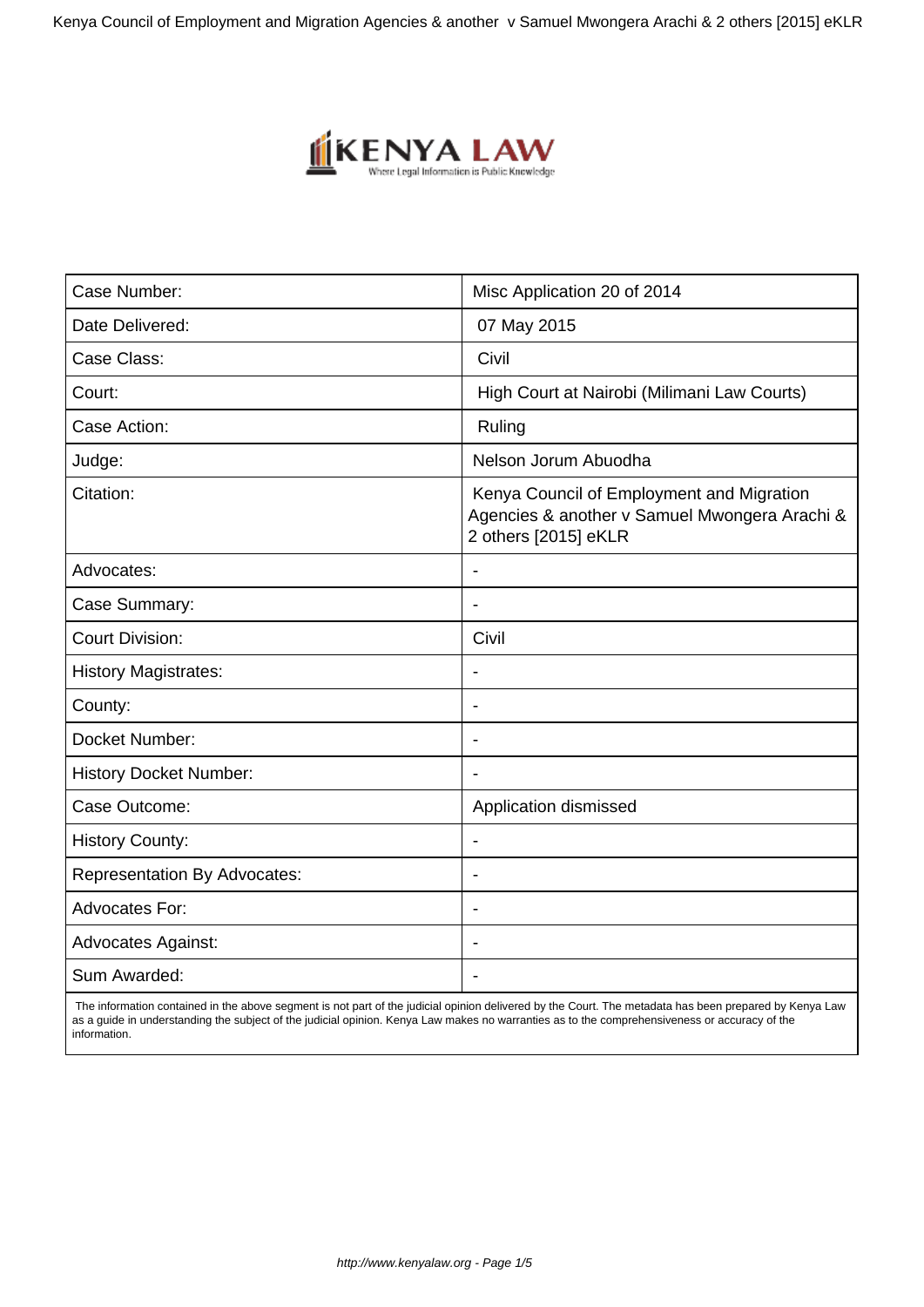| Case Number: | Misc Application 20 of 2014 |
| --- | --- |
| Date Delivered: | 07 May 2015 |
| Case Class: | Civil |
| Court: | High Court at Nairobi (Milimani Law Courts) |
| Case Action: | Ruling |
| Judge: | Nelson Jorum Abuodha |
| Citation: | Kenya Council of Employment and Migration Agencies & another v Samuel Mwongera Arachi & 2 others [2015] eKLR |
| Advocates: | - |
| Case Summary: | - |
| Court Division: | Civil |
| History Magistrates: | - |
| County: | - |
| Docket Number: | - |
| History Docket Number: | - |
| Case Outcome: | Application dismissed |
| History County: | - |
| Representation By Advocates: | - |
| Advocates For: | - |
| Advocates Against: | - |
| Sum Awarded: | - |

The information contained in the above segment is not part of the judicial opinion delivered by the Court. The metadata has been prepared by Kenya Law as a guide in understanding the subject of the judicial opinion. Kenya Law makes no warranties as to the comprehensiveness or accuracy of the information.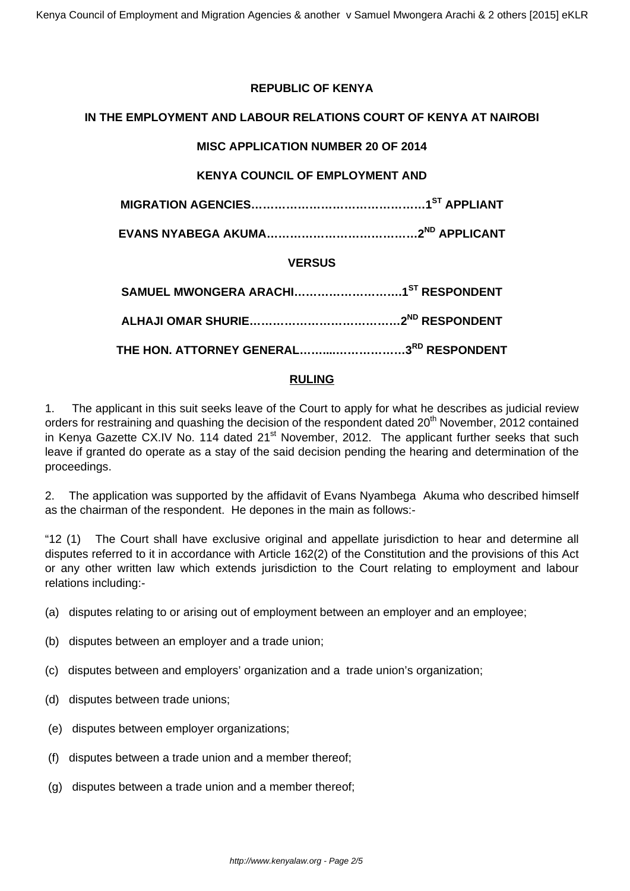**REPUBLIC OF KENYA**

**IN THE EMPLOYMENT AND LABOUR RELATIONS COURT OF KENYA AT NAIROBI**

**MISC APPLICATION NUMBER 20 OF 2014**

**KENYA COUNCIL OF EMPLOYMENT AND**

**MIGRATION AGENCIES……………………………………….1ST APPLIANT**

**EVANS NYABEGA AKUMA……………………………….2ND APPLICANT**

**VERSUS**

**SAMUEL MWONGERA ARACHI……………………….1ST RESPONDENT**

**ALHAJI OMAR SHURIE………………………………….2ND RESPONDENT**

**THE HON. ATTORNEY GENERAL……...………………3RD RESPONDENT**

**RULING**

1. The applicant in this suit seeks leave of the Court to apply for what he describes as judicial review orders for restraining and quashing the decision of the respondent dated 20th November, 2012 contained in Kenya Gazette CX.IV No. 114 dated 21st November, 2012. The applicant further seeks that such leave if granted do operate as a stay of the said decision pending the hearing and determination of the proceedings.

2. The application was supported by the affidavit of Evans Nyambega Akuma who described himself as the chairman of the respondent. He depones in the main as follows:-

"12 (1) The Court shall have exclusive original and appellate jurisdiction to hear and determine all disputes referred to it in accordance with Article 162(2) of the Constitution and the provisions of this Act or any other written law which extends jurisdiction to the Court relating to employment and labour relations including:-

(a) disputes relating to or arising out of employment between an employer and an employee;

(b) disputes between an employer and a trade union;

(c) disputes between and employers' organization and a trade union's organization;

(d) disputes between trade unions;

(e) disputes between employer organizations;

(f) disputes between a trade union and a member thereof;

(g) disputes between a trade union and a member thereof;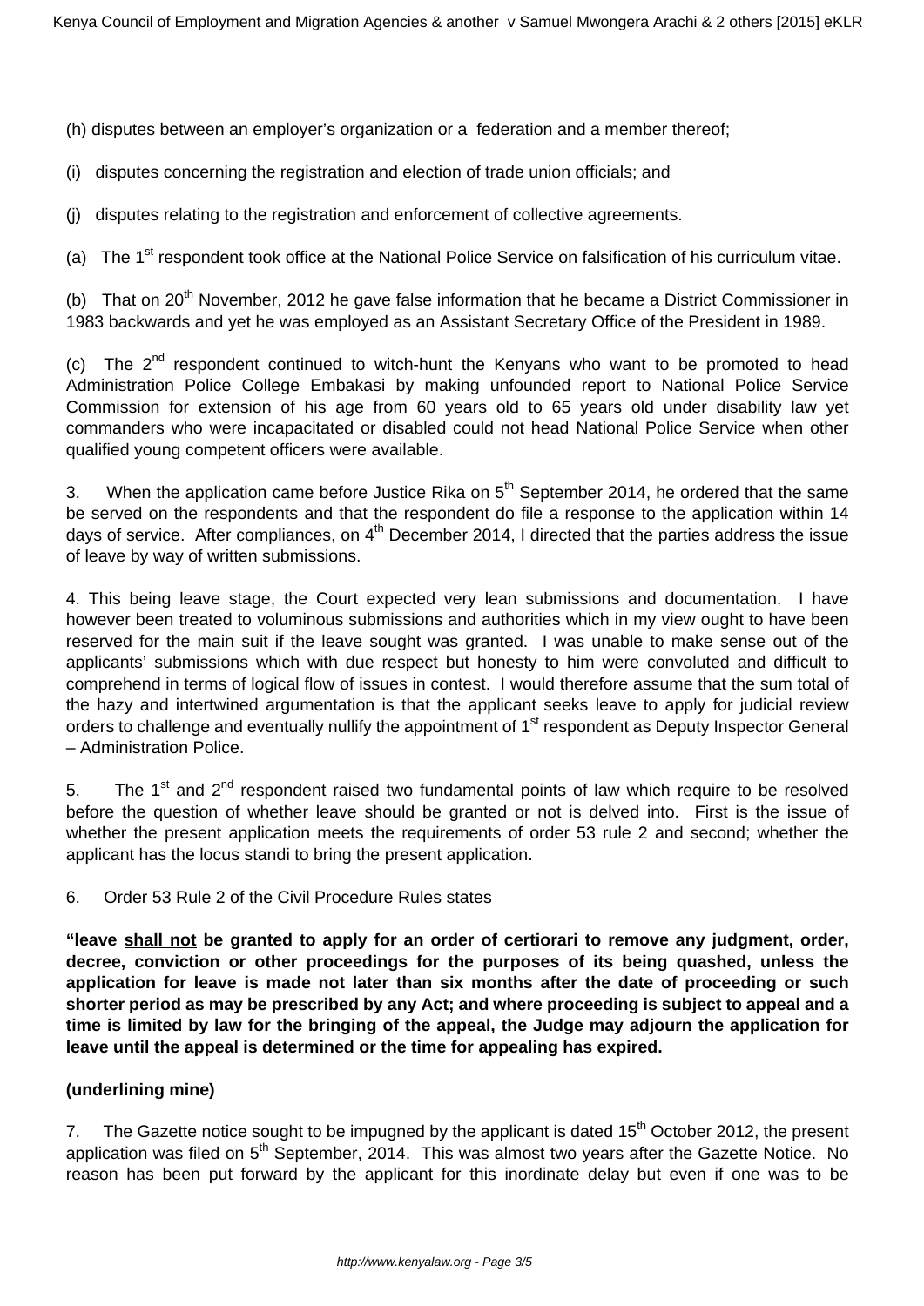(h) disputes between an employer's organization or a federation and a member thereof;

(i) disputes concerning the registration and election of trade union officials; and

(j) disputes relating to the registration and enforcement of collective agreements.

(a) The 1st respondent took office at the National Police Service on falsification of his curriculum vitae.

(b) That on 20th November, 2012 he gave false information that he became a District Commissioner in 1983 backwards and yet he was employed as an Assistant Secretary Office of the President in 1989.

(c) The 2nd respondent continued to witch-hunt the Kenyans who want to be promoted to head Administration Police College Embakasi by making unfounded report to National Police Service Commission for extension of his age from 60 years old to 65 years old under disability law yet commanders who were incapacitated or disabled could not head National Police Service when other qualified young competent officers were available.

3. When the application came before Justice Rika on 5th September 2014, he ordered that the same be served on the respondents and that the respondent do file a response to the application within 14 days of service. After compliances, on 4th December 2014, I directed that the parties address the issue of leave by way of written submissions.

4. This being leave stage, the Court expected very lean submissions and documentation. I have however been treated to voluminous submissions and authorities which in my view ought to have been reserved for the main suit if the leave sought was granted. I was unable to make sense out of the applicants' submissions which with due respect but honesty to him were convoluted and difficult to comprehend in terms of logical flow of issues in contest. I would therefore assume that the sum total of the hazy and intertwined argumentation is that the applicant seeks leave to apply for judicial review orders to challenge and eventually nullify the appointment of 1st respondent as Deputy Inspector General – Administration Police.

5. The 1st and 2nd respondent raised two fundamental points of law which require to be resolved before the question of whether leave should be granted or not is delved into. First is the issue of whether the present application meets the requirements of order 53 rule 2 and second; whether the applicant has the locus standi to bring the present application.

6. Order 53 Rule 2 of the Civil Procedure Rules states

**"leave <u>shall not</u> be granted to apply for an order of certiorari to remove any judgment, order, decree, conviction or other proceedings for the purposes of its being quashed, unless the application for leave is made not later than six months after the date of proceeding or such shorter period as may be prescribed by any Act; and where proceeding is subject to appeal and a time is limited by law for the bringing of the appeal, the Judge may adjourn the application for leave until the appeal is determined or the time for appealing has expired.**

**(underlining mine)**

7. The Gazette notice sought to be impugned by the applicant is dated 15th October 2012, the present application was filed on 5th September, 2014. This was almost two years after the Gazette Notice. No reason has been put forward by the applicant for this inordinate delay but even if one was to be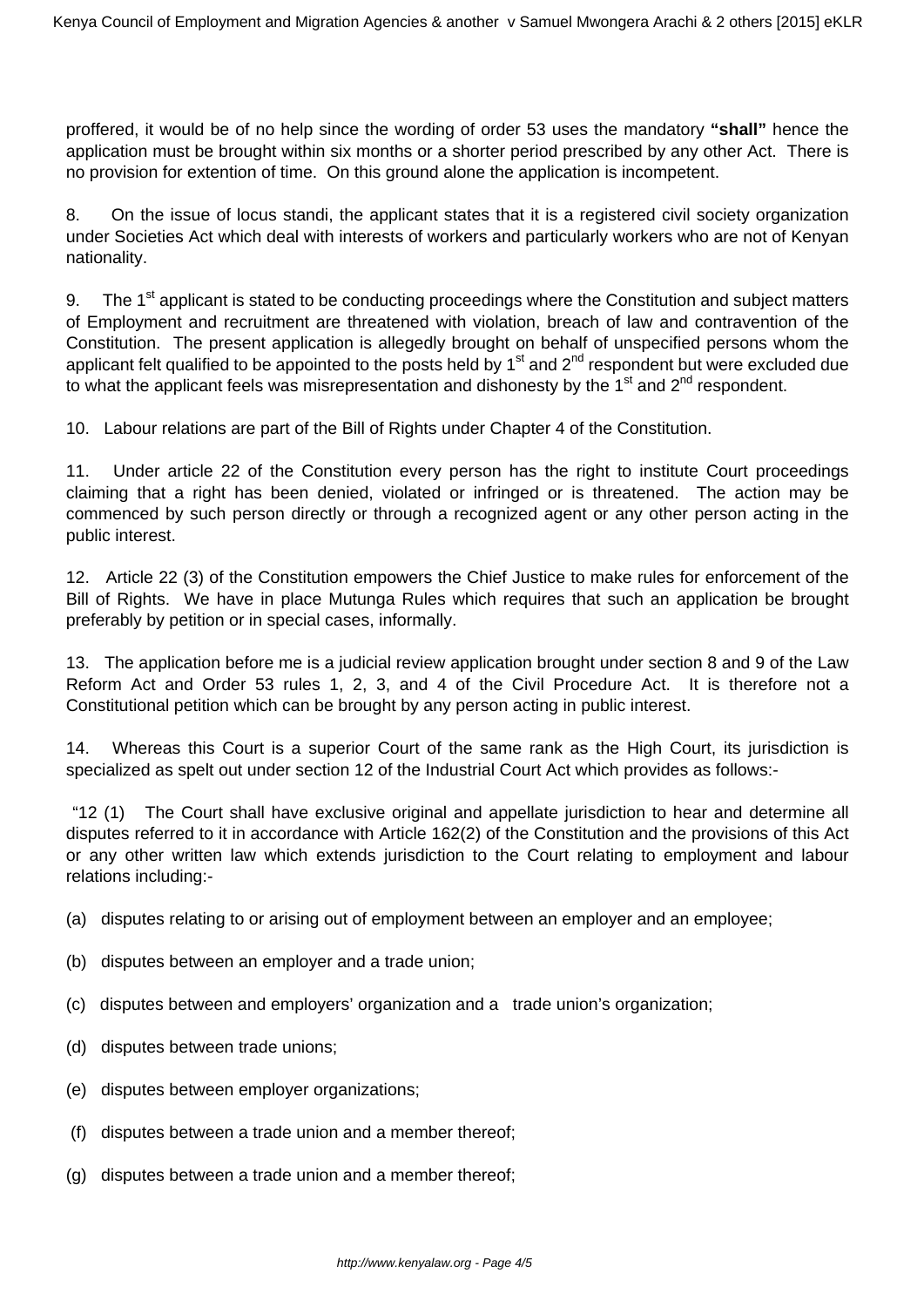proffered, it would be of no help since the wording of order 53 uses the mandatory **"shall"** hence the application must be brought within six months or a shorter period prescribed by any other Act. There is no provision for extention of time. On this ground alone the application is incompetent.

8. On the issue of locus standi, the applicant states that it is a registered civil society organization under Societies Act which deal with interests of workers and particularly workers who are not of Kenyan nationality.

9. The 1st applicant is stated to be conducting proceedings where the Constitution and subject matters of Employment and recruitment are threatened with violation, breach of law and contravention of the Constitution. The present application is allegedly brought on behalf of unspecified persons whom the applicant felt qualified to be appointed to the posts held by 1st and 2nd respondent but were excluded due to what the applicant feels was misrepresentation and dishonesty by the 1st and 2nd respondent.

10. Labour relations are part of the Bill of Rights under Chapter 4 of the Constitution.

11. Under article 22 of the Constitution every person has the right to institute Court proceedings claiming that a right has been denied, violated or infringed or is threatened. The action may be commenced by such person directly or through a recognized agent or any other person acting in the public interest.

12. Article 22 (3) of the Constitution empowers the Chief Justice to make rules for enforcement of the Bill of Rights. We have in place Mutunga Rules which requires that such an application be brought preferably by petition or in special cases, informally.

13. The application before me is a judicial review application brought under section 8 and 9 of the Law Reform Act and Order 53 rules 1, 2, 3, and 4 of the Civil Procedure Act. It is therefore not a Constitutional petition which can be brought by any person acting in public interest.

14. Whereas this Court is a superior Court of the same rank as the High Court, its jurisdiction is specialized as spelt out under section 12 of the Industrial Court Act which provides as follows:-

"12 (1) The Court shall have exclusive original and appellate jurisdiction to hear and determine all disputes referred to it in accordance with Article 162(2) of the Constitution and the provisions of this Act or any other written law which extends jurisdiction to the Court relating to employment and labour relations including:-

(a) disputes relating to or arising out of employment between an employer and an employee;

(b) disputes between an employer and a trade union;

(c) disputes between and employers' organization and a trade union's organization;

(d) disputes between trade unions;

(e) disputes between employer organizations;

(f) disputes between a trade union and a member thereof;

(g) disputes between a trade union and a member thereof;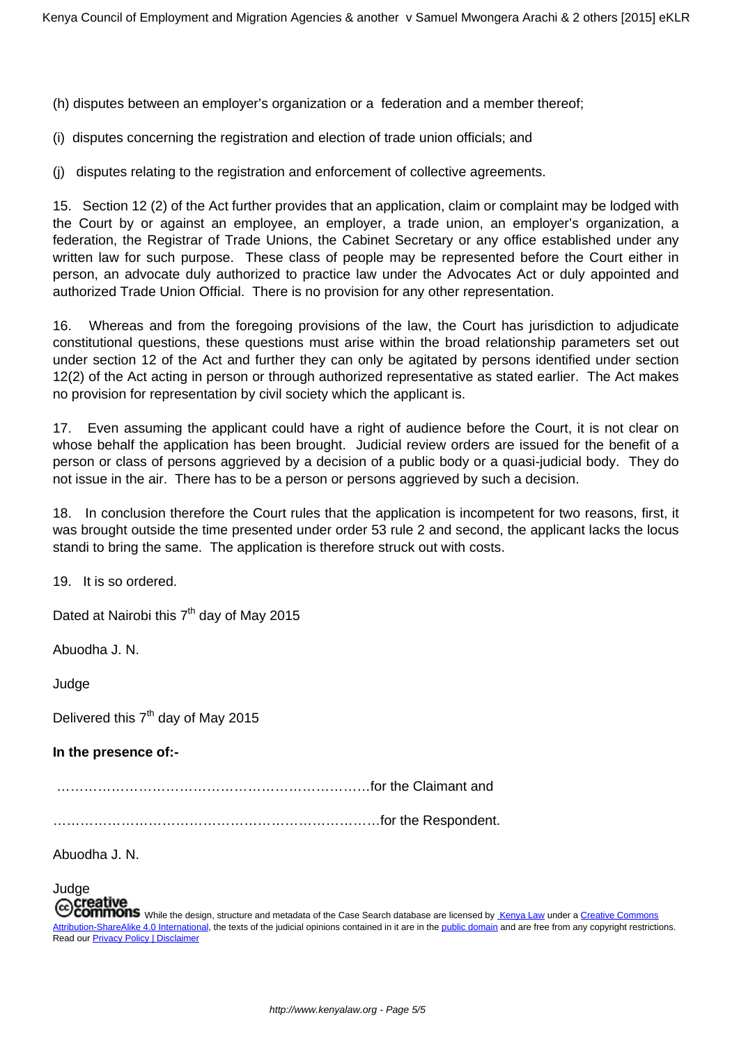(h) disputes between an employer's organization or a federation and a member thereof;

(i) disputes concerning the registration and election of trade union officials; and

(j) disputes relating to the registration and enforcement of collective agreements.

15. Section 12 (2) of the Act further provides that an application, claim or complaint may be lodged with the Court by or against an employee, an employer, a trade union, an employer's organization, a federation, the Registrar of Trade Unions, the Cabinet Secretary or any office established under any written law for such purpose. These class of people may be represented before the Court either in person, an advocate duly authorized to practice law under the Advocates Act or duly appointed and authorized Trade Union Official. There is no provision for any other representation.

16. Whereas and from the foregoing provisions of the law, the Court has jurisdiction to adjudicate constitutional questions, these questions must arise within the broad relationship parameters set out under section 12 of the Act and further they can only be agitated by persons identified under section 12(2) of the Act acting in person or through authorized representative as stated earlier. The Act makes no provision for representation by civil society which the applicant is.

17. Even assuming the applicant could have a right of audience before the Court, it is not clear on whose behalf the application has been brought. Judicial review orders are issued for the benefit of a person or class of persons aggrieved by a decision of a public body or a quasi-judicial body. They do not issue in the air. There has to be a person or persons aggrieved by such a decision.

18. In conclusion therefore the Court rules that the application is incompetent for two reasons, first, it was brought outside the time presented under order 53 rule 2 and second, the applicant lacks the locus standi to bring the same. The application is therefore struck out with costs.

19. It is so ordered.

Dated at Nairobi this 7th day of May 2015

Abuodha J. N.

Judge

Delivered this 7th day of May 2015

**In the presence of:-**

……………………………………………………………for the Claimant and

………………………………………………………………for the Respondent.

Abuodha J. N.

Judge

While the design, structure and metadata of the Case Search database are licensed by Kenya Law under a Creative Commons Attribution-ShareAlike 4.0 International, the texts of the judicial opinions contained in it are in the public domain and are free from any copyright restrictions. Read our Privacy Policy | Disclaimer